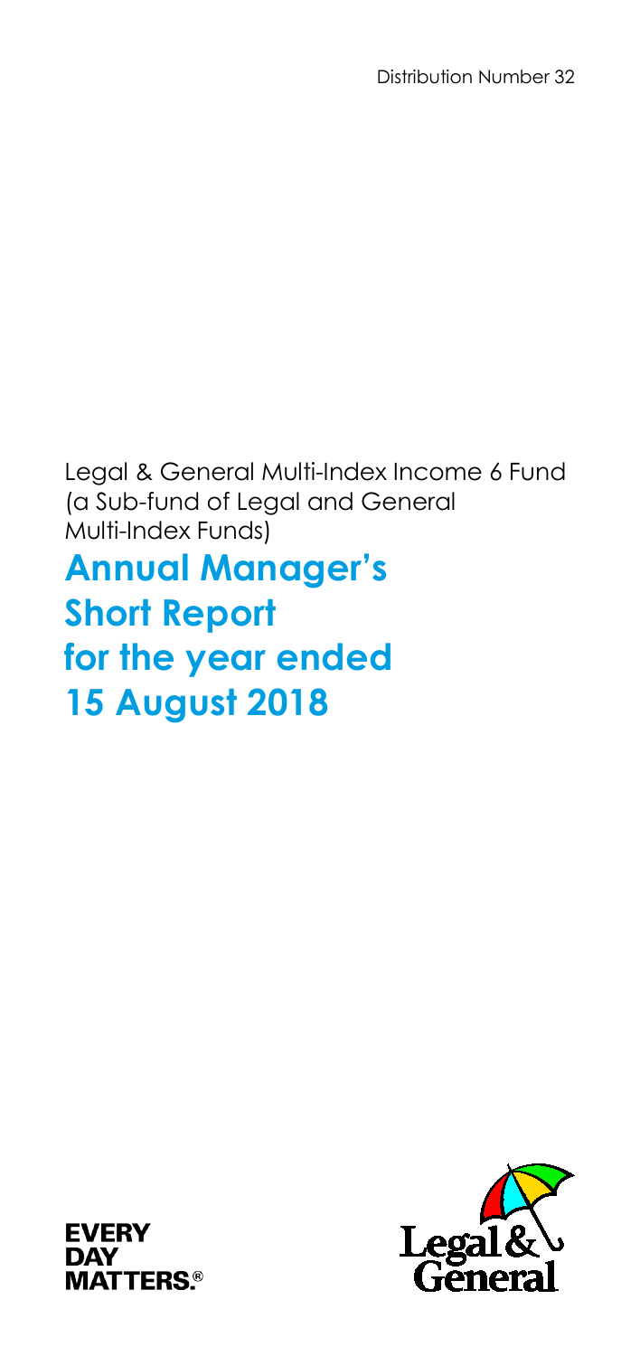Distribution Number 32

Legal & General Multi-Index Income 6 Fund (a Sub-fund of Legal and General Multi-Index Funds)

# Annual Manager's Short Report for the year ended 15 August 2018

EVERY DAY MATTERS.®

Legal & General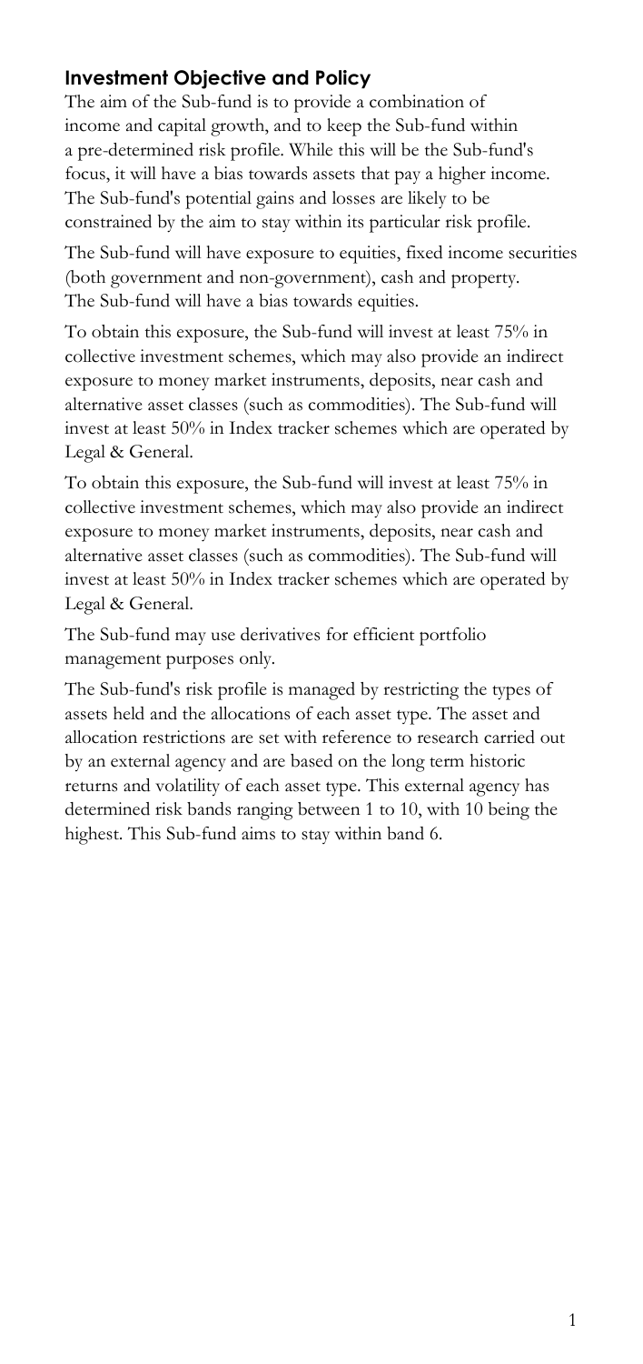## Investment Objective and Policy

The aim of the Sub-fund is to provide a combination of income and capital growth, and to keep the Sub-fund within a pre-determined risk profile. While this will be the Sub-fund's focus, it will have a bias towards assets that pay a higher income. The Sub-fund's potential gains and losses are likely to be constrained by the aim to stay within its particular risk profile.

The Sub-fund will have exposure to equities, fixed income securities (both government and non-government), cash and property. The Sub-fund will have a bias towards equities.

To obtain this exposure, the Sub-fund will invest at least 75% in collective investment schemes, which may also provide an indirect exposure to money market instruments, deposits, near cash and alternative asset classes (such as commodities). The Sub-fund will invest at least 50% in Index tracker schemes which are operated by Legal & General.

To obtain this exposure, the Sub-fund will invest at least 75% in collective investment schemes, which may also provide an indirect exposure to money market instruments, deposits, near cash and alternative asset classes (such as commodities). The Sub-fund will invest at least 50% in Index tracker schemes which are operated by Legal & General.

The Sub-fund may use derivatives for efficient portfolio management purposes only.

The Sub-fund's risk profile is managed by restricting the types of assets held and the allocations of each asset type. The asset and allocation restrictions are set with reference to research carried out by an external agency and are based on the long term historic returns and volatility of each asset type. This external agency has determined risk bands ranging between 1 to 10, with 10 being the highest. This Sub-fund aims to stay within band 6.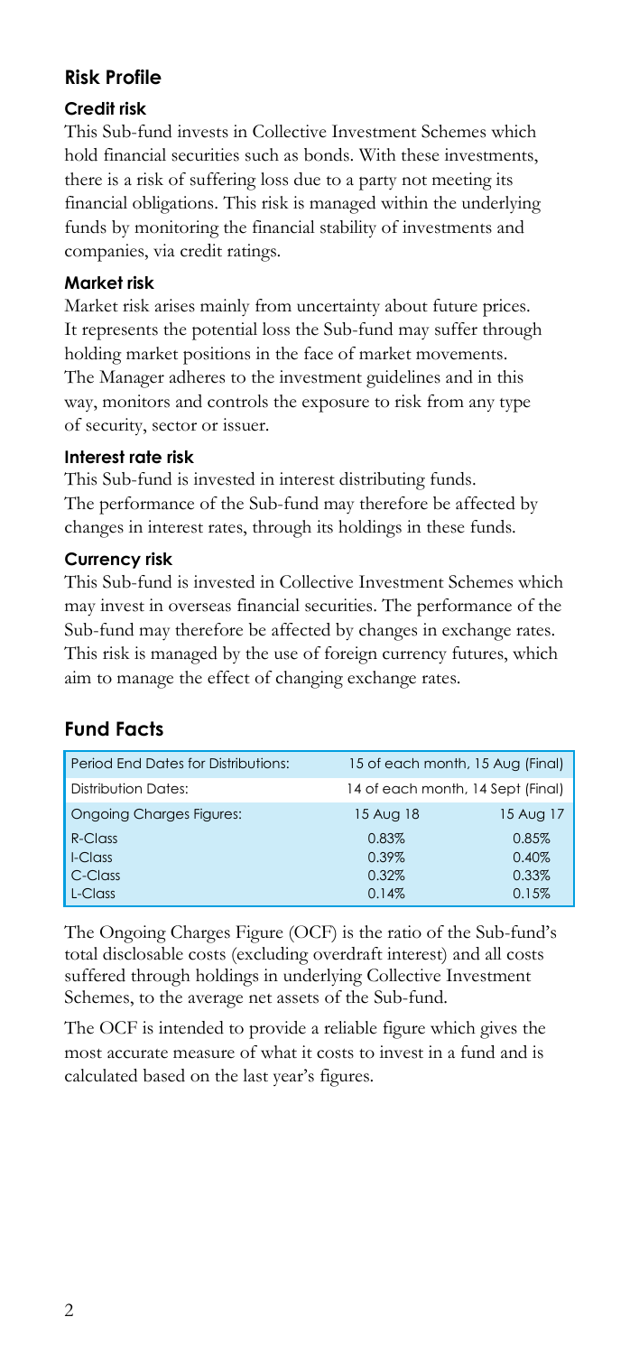## Risk Profile

### Credit risk

This Sub-fund invests in Collective Investment Schemes which hold financial securities such as bonds. With these investments, there is a risk of suffering loss due to a party not meeting its financial obligations. This risk is managed within the underlying funds by monitoring the financial stability of investments and companies, via credit ratings.

### Market risk

Market risk arises mainly from uncertainty about future prices. It represents the potential loss the Sub-fund may suffer through holding market positions in the face of market movements. The Manager adheres to the investment guidelines and in this way, monitors and controls the exposure to risk from any type of security, sector or issuer.

### Interest rate risk

This Sub-fund is invested in interest distributing funds. The performance of the Sub-fund may therefore be affected by changes in interest rates, through its holdings in these funds.

### Currency risk

This Sub-fund is invested in Collective Investment Schemes which may invest in overseas financial securities. The performance of the Sub-fund may therefore be affected by changes in exchange rates. This risk is managed by the use of foreign currency futures, which aim to manage the effect of changing exchange rates.

## Fund Facts

| Period End Dates for Distributions: | 15 of each month, 15 Aug (Final) | |
|---|---|---|
| Distribution Dates: | 14 of each month, 14 Sept (Final) | |
| Ongoing Charges Figures: | 15 Aug 18 | 15 Aug 17 |
| R-Class | 0.83% | 0.85% |
| I-Class | 0.39% | 0.40% |
| C-Class | 0.32% | 0.33% |
| L-Class | 0.14% | 0.15% |

The Ongoing Charges Figure (OCF) is the ratio of the Sub-fund's total disclosable costs (excluding overdraft interest) and all costs suffered through holdings in underlying Collective Investment Schemes, to the average net assets of the Sub-fund.

The OCF is intended to provide a reliable figure which gives the most accurate measure of what it costs to invest in a fund and is calculated based on the last year's figures.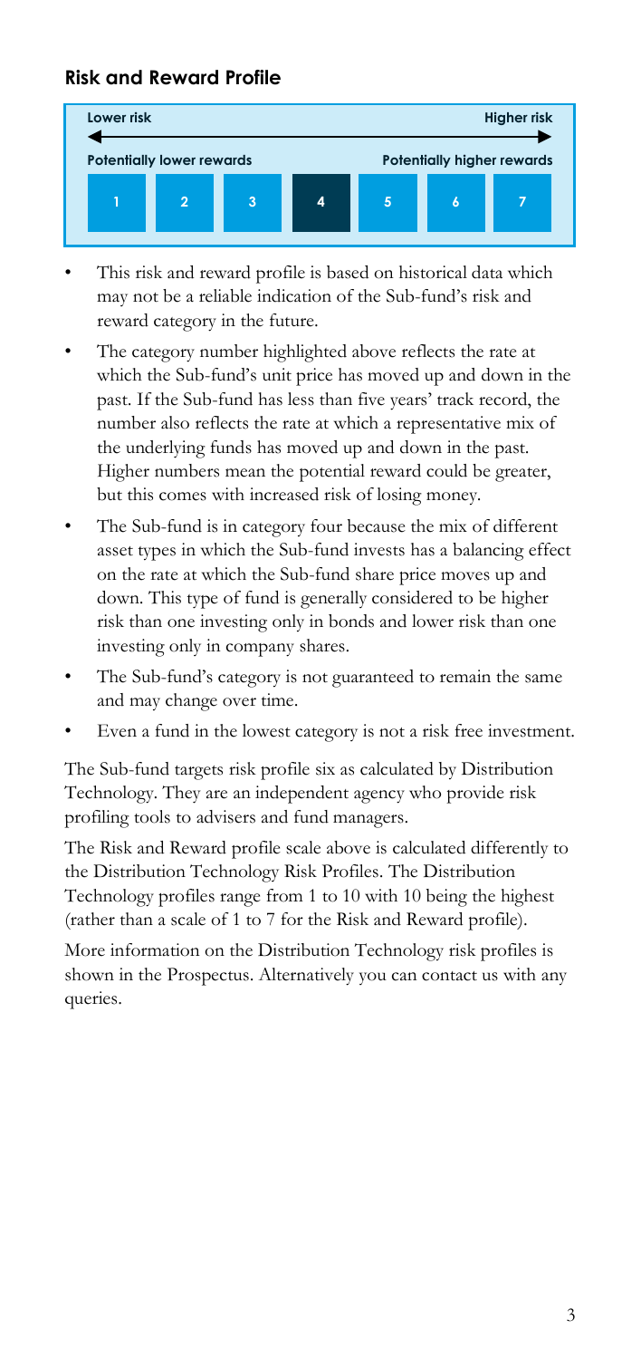## Risk and Reward Profile

| Lower risk | | | | | | Higher risk |
|---|---|---|---|---|---|---|
| Potentially lower rewards | | | | | | Potentially higher rewards |
| 1 | 2 | 3 | **4** | 5 | 6 | 7 |

- This risk and reward profile is based on historical data which may not be a reliable indication of the Sub-fund's risk and reward category in the future.
- The category number highlighted above reflects the rate at which the Sub-fund's unit price has moved up and down in the past. If the Sub-fund has less than five years' track record, the number also reflects the rate at which a representative mix of the underlying funds has moved up and down in the past. Higher numbers mean the potential reward could be greater, but this comes with increased risk of losing money.
- The Sub-fund is in category four because the mix of different asset types in which the Sub-fund invests has a balancing effect on the rate at which the Sub-fund share price moves up and down. This type of fund is generally considered to be higher risk than one investing only in bonds and lower risk than one investing only in company shares.
- The Sub-fund's category is not guaranteed to remain the same and may change over time.
- Even a fund in the lowest category is not a risk free investment.

The Sub-fund targets risk profile six as calculated by Distribution Technology. They are an independent agency who provide risk profiling tools to advisers and fund managers.

The Risk and Reward profile scale above is calculated differently to the Distribution Technology Risk Profiles. The Distribution Technology profiles range from 1 to 10 with 10 being the highest (rather than a scale of 1 to 7 for the Risk and Reward profile).

More information on the Distribution Technology risk profiles is shown in the Prospectus. Alternatively you can contact us with any queries.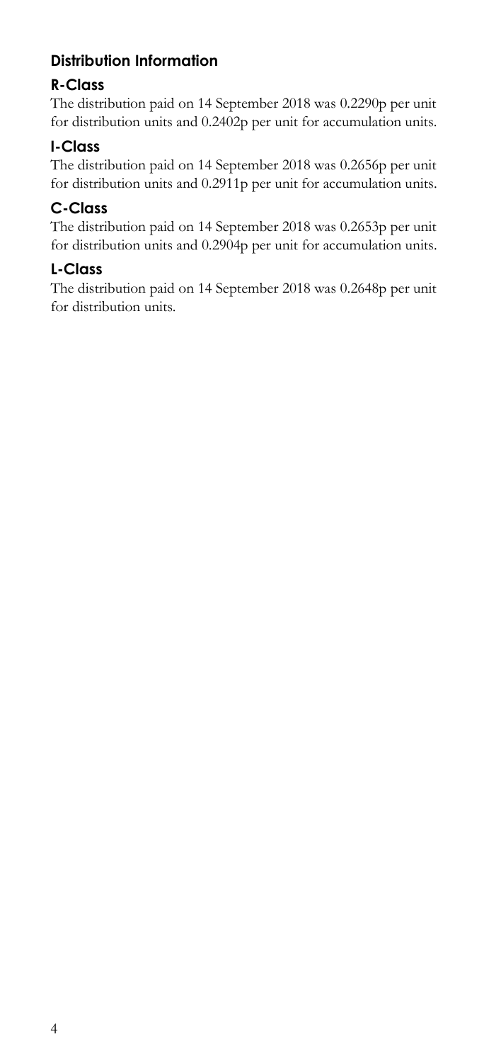## Distribution Information

### R-Class

The distribution paid on 14 September 2018 was 0.2290p per unit for distribution units and 0.2402p per unit for accumulation units.

### I-Class

The distribution paid on 14 September 2018 was 0.2656p per unit for distribution units and 0.2911p per unit for accumulation units.

### C-Class

The distribution paid on 14 September 2018 was 0.2653p per unit for distribution units and 0.2904p per unit for accumulation units.

### L-Class

The distribution paid on 14 September 2018 was 0.2648p per unit for distribution units.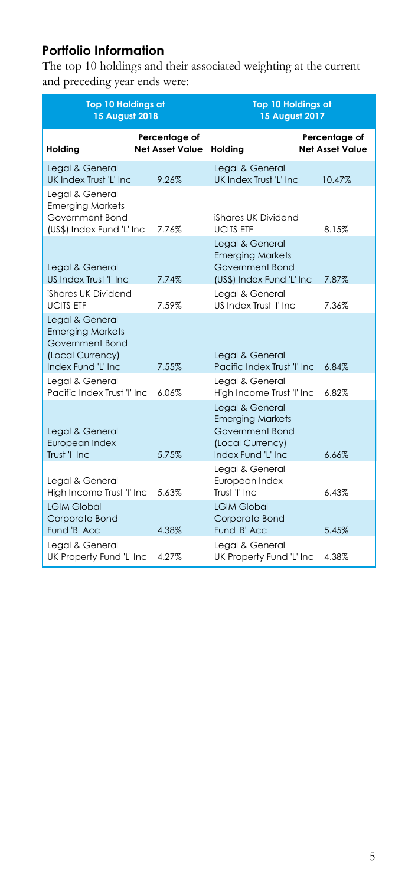## Portfolio Information

The top 10 holdings and their associated weighting at the current and preceding year ends were:

| Top 10 Holdings at 15 August 2018 | | Top 10 Holdings at 15 August 2017 | |
|---|---|---|---|
| **Holding** | **Percentage of Net Asset Value** | **Holding** | **Percentage of Net Asset Value** |
| Legal & General UK Index Trust 'L' Inc | 9.26% | Legal & General UK Index Trust 'L' Inc | 10.47% |
| Legal & General Emerging Markets Government Bond (US$) Index Fund 'L' Inc | 7.76% | iShares UK Dividend UCITS ETF | 8.15% |
| Legal & General US Index Trust 'I' Inc | 7.74% | Legal & General Emerging Markets Government Bond (US$) Index Fund 'L' Inc | 7.87% |
| iShares UK Dividend UCITS ETF | 7.59% | Legal & General US Index Trust 'I' Inc | 7.36% |
| Legal & General Emerging Markets Government Bond (Local Currency) Index Fund 'L' Inc | 7.55% | Legal & General Pacific Index Trust 'I' Inc | 6.84% |
| Legal & General Pacific Index Trust 'I' Inc | 6.06% | Legal & General High Income Trust 'I' Inc | 6.82% |
| Legal & General European Index Trust 'I' Inc | 5.75% | Legal & General Emerging Markets Government Bond (Local Currency) Index Fund 'L' Inc | 6.66% |
| Legal & General High Income Trust 'I' Inc | 5.63% | Legal & General European Index Trust 'I' Inc | 6.43% |
| LGIM Global Corporate Bond Fund 'B' Acc | 4.38% | LGIM Global Corporate Bond Fund 'B' Acc | 5.45% |
| Legal & General UK Property Fund 'L' Inc | 4.27% | Legal & General UK Property Fund 'L' Inc | 4.38% |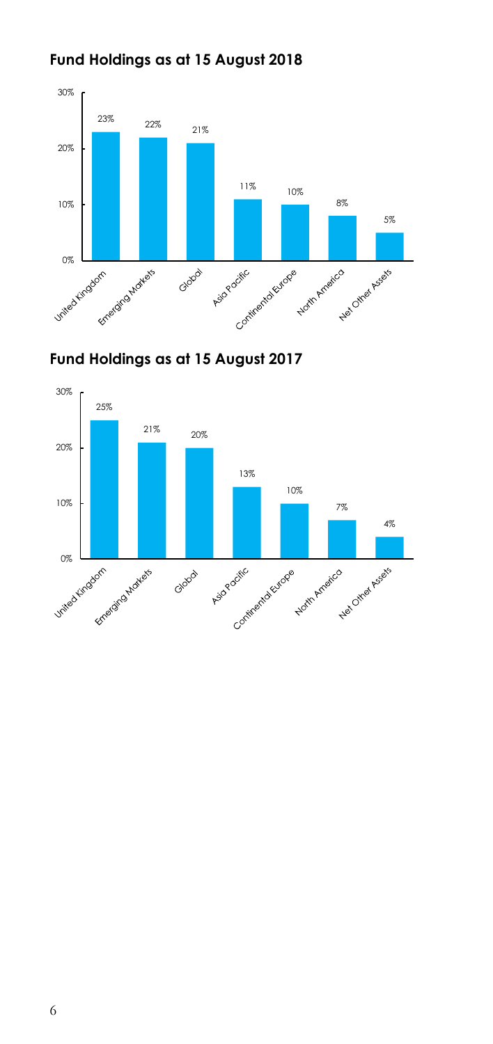## Fund Holdings as at 15 August 2018

| Region | Holding |
|---|---|
| United Kingdom | 23% |
| Emerging Markets | 22% |
| Global | 21% |
| Asia Pacific | 11% |
| Continental Europe | 10% |
| North America | 8% |
| Net Other Assets | 5% |

## Fund Holdings as at 15 August 2017

| Region | Holding |
|---|---|
| United Kingdom | 25% |
| Emerging Markets | 21% |
| Global | 20% |
| Asia Pacific | 13% |
| Continental Europe | 10% |
| North America | 7% |
| Net Other Assets | 4% |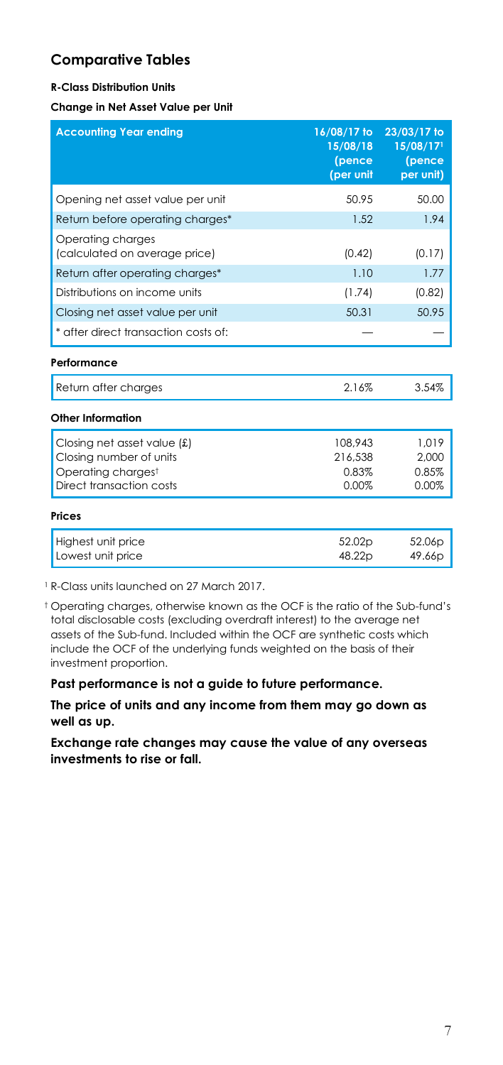## Comparative Tables

**R-Class Distribution Units**

**Change in Net Asset Value per Unit**

| Accounting Year ending | 16/08/17 to 15/08/18 (pence (per unit | 23/03/17 to 15/08/17[1] (pence per unit) |
|---|---|---|
| Opening net asset value per unit | 50.95 | 50.00 |
| Return before operating charges* | 1.52 | 1.94 |
| Operating charges (calculated on average price) | (0.42) | (0.17) |
| Return after operating charges* | 1.10 | 1.77 |
| Distributions on income units | (1.74) | (0.82) |
| Closing net asset value per unit | 50.31 | 50.95 |
| * after direct transaction costs of: | — | — |

**Performance**

| | | |
|---|---|---|
| Return after charges | 2.16% | 3.54% |

**Other Information**

| | | |
|---|---|---|
| Closing net asset value (£) | 108,943 | 1,019 |
| Closing number of units | 216,538 | 2,000 |
| Operating charges† | 0.83% | 0.85% |
| Direct transaction costs | 0.00% | 0.00% |

**Prices**

| | | |
|---|---|---|
| Highest unit price | 52.02p | 52.06p |
| Lowest unit price | 48.22p | 49.66p |

[1] R-Class units launched on 27 March 2017.

† Operating charges, otherwise known as the OCF is the ratio of the Sub-fund's total disclosable costs (excluding overdraft interest) to the average net assets of the Sub-fund. Included within the OCF are synthetic costs which include the OCF of the underlying funds weighted on the basis of their investment proportion.

**Past performance is not a guide to future performance.**

**The price of units and any income from them may go down as well as up.**

**Exchange rate changes may cause the value of any overseas investments to rise or fall.**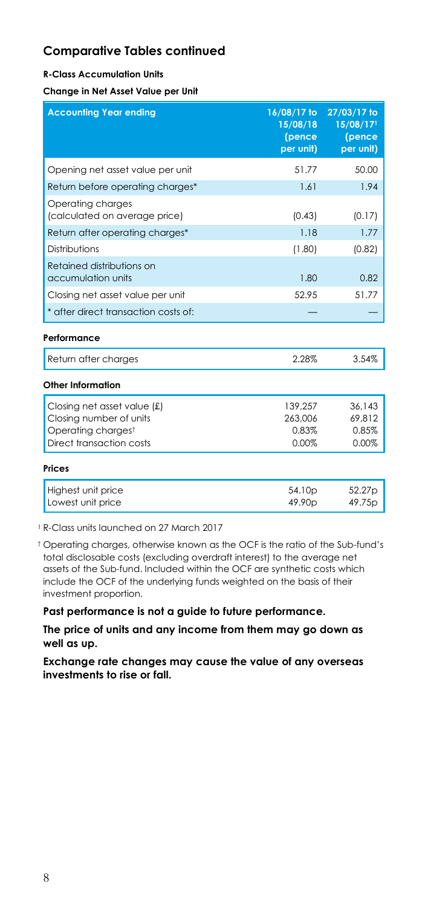## Comparative Tables continued

**R-Class Accumulation Units**

**Change in Net Asset Value per Unit**

| Accounting Year ending | 16/08/17 to 15/08/18 (pence per unit) | 27/03/17 to 15/08/17[1] (pence per unit) |
|---|---|---|
| Opening net asset value per unit | 51.77 | 50.00 |
| Return before operating charges* | 1.61 | 1.94 |
| Operating charges (calculated on average price) | (0.43) | (0.17) |
| Return after operating charges* | 1.18 | 1.77 |
| Distributions | (1.80) | (0.82) |
| Retained distributions on accumulation units | 1.80 | 0.82 |
| Closing net asset value per unit | 52.95 | 51.77 |
| * after direct transaction costs of: | — | — |

**Performance**

| | | |
|---|---|---|
| Return after charges | 2.28% | 3.54% |

**Other Information**

| | | |
|---|---|---|
| Closing net asset value (£) | 139,257 | 36,143 |
| Closing number of units | 263,006 | 69,812 |
| Operating charges† | 0.83% | 0.85% |
| Direct transaction costs | 0.00% | 0.00% |

**Prices**

| | | |
|---|---|---|
| Highest unit price | 54.10p | 52.27p |
| Lowest unit price | 49.90p | 49.75p |

[1] R-Class units launched on 27 March 2017

† Operating charges, otherwise known as the OCF is the ratio of the Sub-fund's total disclosable costs (excluding overdraft interest) to the average net assets of the Sub-fund. Included within the OCF are synthetic costs which include the OCF of the underlying funds weighted on the basis of their investment proportion.

**Past performance is not a guide to future performance.**

**The price of units and any income from them may go down as well as up.**

**Exchange rate changes may cause the value of any overseas investments to rise or fall.**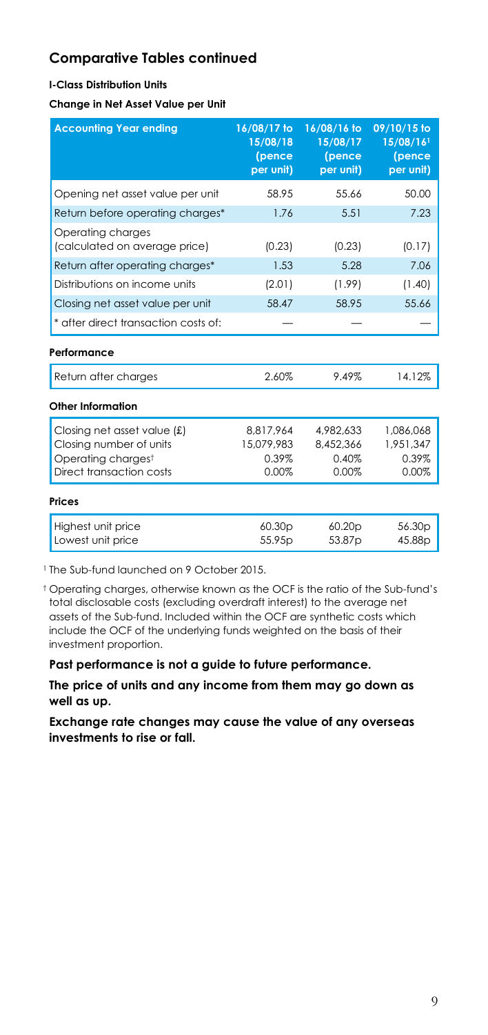## Comparative Tables continued

**I-Class Distribution Units**

**Change in Net Asset Value per Unit**

| Accounting Year ending | 16/08/17 to 15/08/18 (pence per unit) | 16/08/16 to 15/08/17 (pence per unit) | 09/10/15 to 15/08/16[1] (pence per unit) |
|---|---|---|---|
| Opening net asset value per unit | 58.95 | 55.66 | 50.00 |
| Return before operating charges* | 1.76 | 5.51 | 7.23 |
| Operating charges (calculated on average price) | (0.23) | (0.23) | (0.17) |
| Return after operating charges* | 1.53 | 5.28 | 7.06 |
| Distributions on income units | (2.01) | (1.99) | (1.40) |
| Closing net asset value per unit | 58.47 | 58.95 | 55.66 |
| * after direct transaction costs of: | — | — | — |
| **Performance** | | | |
| Return after charges | 2.60% | 9.49% | 14.12% |
| **Other Information** | | | |
| Closing net asset value (£) | 8,817,964 | 4,982,633 | 1,086,068 |
| Closing number of units | 15,079,983 | 8,452,366 | 1,951,347 |
| Operating charges† | 0.39% | 0.40% | 0.39% |
| Direct transaction costs | 0.00% | 0.00% | 0.00% |
| **Prices** | | | |
| Highest unit price | 60.30p | 60.20p | 56.30p |
| Lowest unit price | 55.95p | 53.87p | 45.88p |

[1] The Sub-fund launched on 9 October 2015.

† Operating charges, otherwise known as the OCF is the ratio of the Sub-fund's total disclosable costs (excluding overdraft interest) to the average net assets of the Sub-fund. Included within the OCF are synthetic costs which include the OCF of the underlying funds weighted on the basis of their investment proportion.

**Past performance is not a guide to future performance.**

**The price of units and any income from them may go down as well as up.**

**Exchange rate changes may cause the value of any overseas investments to rise or fall.**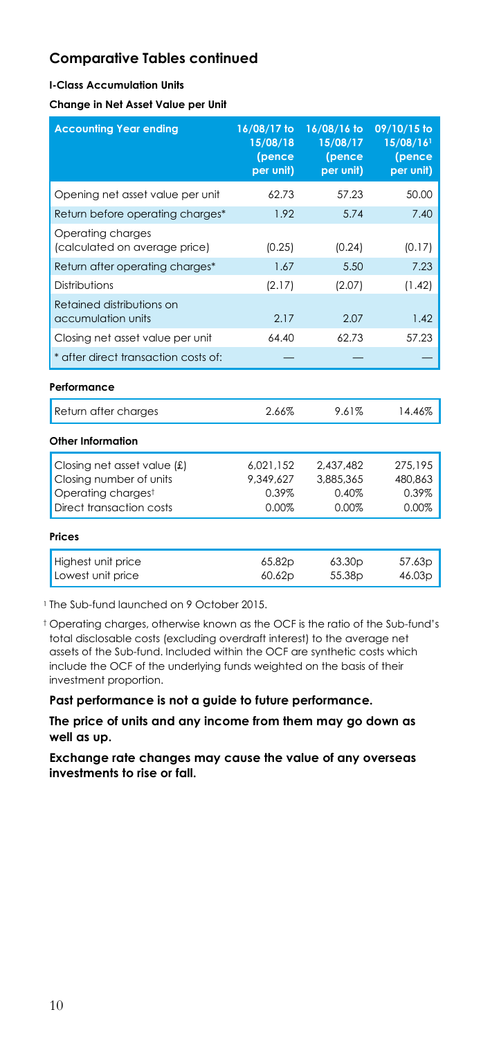## Comparative Tables continued

#### I-Class Accumulation Units

#### Change in Net Asset Value per Unit

| Accounting Year ending | 16/08/17 to 15/08/18 (pence per unit) | 16/08/16 to 15/08/17 (pence per unit) | 09/10/15 to 15/08/16[1] (pence per unit) |
|---|---|---|---|
| Opening net asset value per unit | 62.73 | 57.23 | 50.00 |
| Return before operating charges* | 1.92 | 5.74 | 7.40 |
| Operating charges (calculated on average price) | (0.25) | (0.24) | (0.17) |
| Return after operating charges* | 1.67 | 5.50 | 7.23 |
| Distributions | (2.17) | (2.07) | (1.42) |
| Retained distributions on accumulation units | 2.17 | 2.07 | 1.42 |
| Closing net asset value per unit | 64.40 | 62.73 | 57.23 |
| * after direct transaction costs of: | — | — | — |
| **Performance** | | | |
| Return after charges | 2.66% | 9.61% | 14.46% |
| **Other Information** | | | |
| Closing net asset value (£) | 6,021,152 | 2,437,482 | 275,195 |
| Closing number of units | 9,349,627 | 3,885,365 | 480,863 |
| Operating charges† | 0.39% | 0.40% | 0.39% |
| Direct transaction costs | 0.00% | 0.00% | 0.00% |
| **Prices** | | | |
| Highest unit price | 65.82p | 63.30p | 57.63p |
| Lowest unit price | 60.62p | 55.38p | 46.03p |

[1] The Sub-fund launched on 9 October 2015.

† Operating charges, otherwise known as the OCF is the ratio of the Sub-fund's total disclosable costs (excluding overdraft interest) to the average net assets of the Sub-fund. Included within the OCF are synthetic costs which include the OCF of the underlying funds weighted on the basis of their investment proportion.

**Past performance is not a guide to future performance.**

**The price of units and any income from them may go down as well as up.**

**Exchange rate changes may cause the value of any overseas investments to rise or fall.**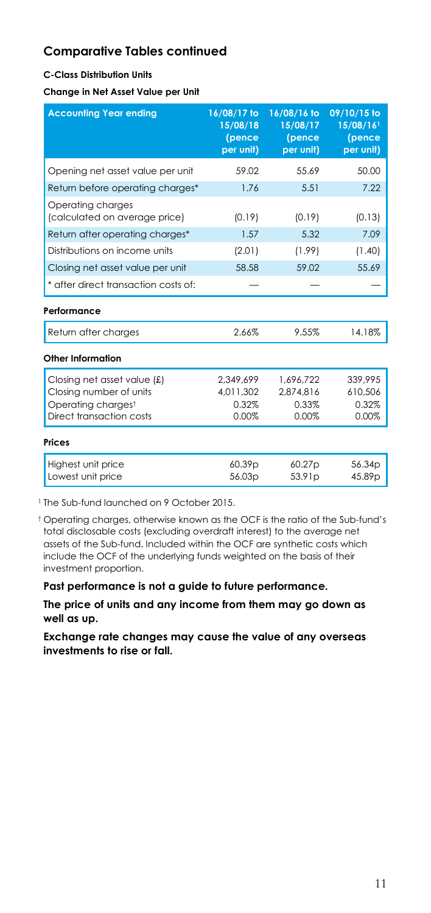## Comparative Tables continued

#### C-Class Distribution Units

#### Change in Net Asset Value per Unit

| Accounting Year ending | 16/08/17 to 15/08/18 (pence per unit) | 16/08/16 to 15/08/17 (pence per unit) | 09/10/15 to 15/08/16[1] (pence per unit) |
|---|---|---|---|
| Opening net asset value per unit | 59.02 | 55.69 | 50.00 |
| Return before operating charges* | 1.76 | 5.51 | 7.22 |
| Operating charges (calculated on average price) | (0.19) | (0.19) | (0.13) |
| Return after operating charges* | 1.57 | 5.32 | 7.09 |
| Distributions on income units | (2.01) | (1.99) | (1.40) |
| Closing net asset value per unit | 58.58 | 59.02 | 55.69 |
| * after direct transaction costs of: | — | — | — |

#### Performance

| | | | |
|---|---|---|---|
| Return after charges | 2.66% | 9.55% | 14.18% |

#### Other Information

| | | | |
|---|---|---|---|
| Closing net asset value (£) | 2,349,699 | 1,696,722 | 339,995 |
| Closing number of units | 4,011,302 | 2,874,816 | 610,506 |
| Operating charges† | 0.32% | 0.33% | 0.32% |
| Direct transaction costs | 0.00% | 0.00% | 0.00% |

#### Prices

| | | | |
|---|---|---|---|
| Highest unit price | 60.39p | 60.27p | 56.34p |
| Lowest unit price | 56.03p | 53.91p | 45.89p |

[1] The Sub-fund launched on 9 October 2015.

† Operating charges, otherwise known as the OCF is the ratio of the Sub-fund's total disclosable costs (excluding overdraft interest) to the average net assets of the Sub-fund. Included within the OCF are synthetic costs which include the OCF of the underlying funds weighted on the basis of their investment proportion.

**Past performance is not a guide to future performance.**

**The price of units and any income from them may go down as well as up.**

**Exchange rate changes may cause the value of any overseas investments to rise or fall.**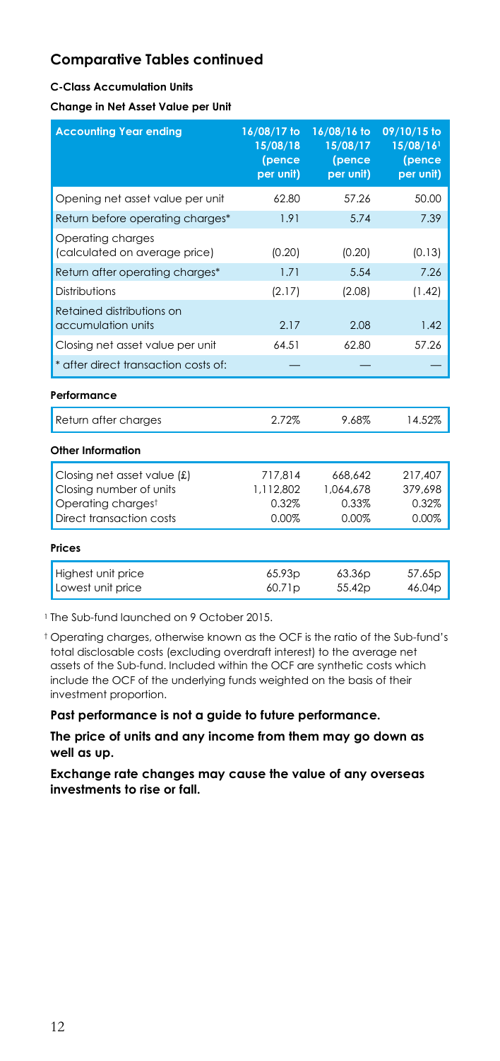## Comparative Tables continued

### C-Class Accumulation Units

#### Change in Net Asset Value per Unit

| Accounting Year ending | 16/08/17 to 15/08/18 (pence per unit) | 16/08/16 to 15/08/17 (pence per unit) | 09/10/15 to 15/08/16[1] (pence per unit) |
|---|---|---|---|
| Opening net asset value per unit | 62.80 | 57.26 | 50.00 |
| Return before operating charges* | 1.91 | 5.74 | 7.39 |
| Operating charges (calculated on average price) | (0.20) | (0.20) | (0.13) |
| Return after operating charges* | 1.71 | 5.54 | 7.26 |
| Distributions | (2.17) | (2.08) | (1.42) |
| Retained distributions on accumulation units | 2.17 | 2.08 | 1.42 |
| Closing net asset value per unit | 64.51 | 62.80 | 57.26 |
| * after direct transaction costs of: | — | — | — |

#### Performance

| | | | |
|---|---|---|---|
| Return after charges | 2.72% | 9.68% | 14.52% |

#### Other Information

| | | | |
|---|---|---|---|
| Closing net asset value (£) | 717,814 | 668,642 | 217,407 |
| Closing number of units | 1,112,802 | 1,064,678 | 379,698 |
| Operating charges† | 0.32% | 0.33% | 0.32% |
| Direct transaction costs | 0.00% | 0.00% | 0.00% |

#### Prices

| | | | |
|---|---|---|---|
| Highest unit price | 65.93p | 63.36p | 57.65p |
| Lowest unit price | 60.71p | 55.42p | 46.04p |

[1] The Sub-fund launched on 9 October 2015.

† Operating charges, otherwise known as the OCF is the ratio of the Sub-fund's total disclosable costs (excluding overdraft interest) to the average net assets of the Sub-fund. Included within the OCF are synthetic costs which include the OCF of the underlying funds weighted on the basis of their investment proportion.

**Past performance is not a guide to future performance.**

**The price of units and any income from them may go down as well as up.**

**Exchange rate changes may cause the value of any overseas investments to rise or fall.**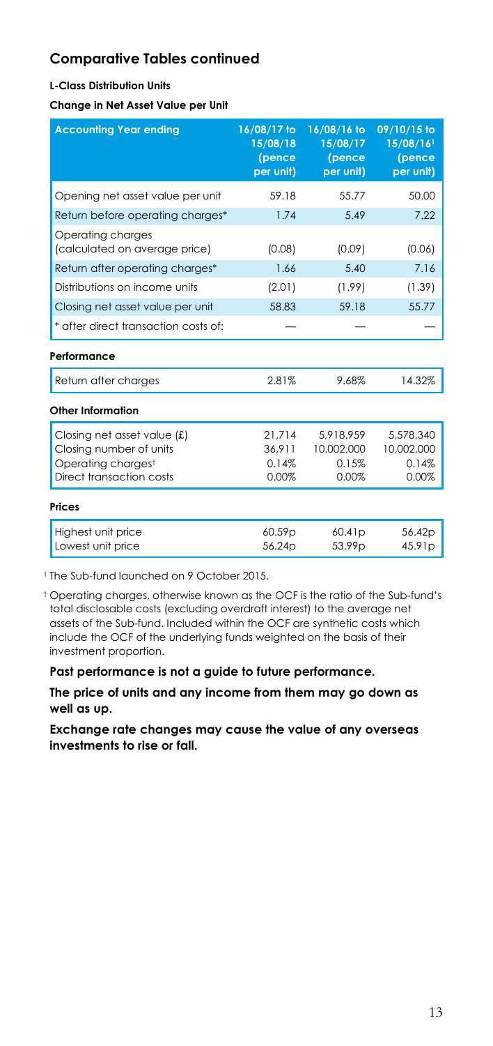## Comparative Tables continued

**L-Class Distribution Units**

**Change in Net Asset Value per Unit**

| Accounting Year ending | 16/08/17 to 15/08/18 (pence per unit) | 16/08/16 to 15/08/17 (pence per unit) | 09/10/15 to 15/08/16[1] (pence per unit) |
|---|---|---|---|
| Opening net asset value per unit | 59.18 | 55.77 | 50.00 |
| Return before operating charges* | 1.74 | 5.49 | 7.22 |
| Operating charges (calculated on average price) | (0.08) | (0.09) | (0.06) |
| Return after operating charges* | 1.66 | 5.40 | 7.16 |
| Distributions on income units | (2.01) | (1.99) | (1.39) |
| Closing net asset value per unit | 58.83 | 59.18 | 55.77 |
| * after direct transaction costs of: | — | — | — |

**Performance**

| | | | |
|---|---|---|---|
| Return after charges | 2.81% | 9.68% | 14.32% |

**Other Information**

| | | | |
|---|---|---|---|
| Closing net asset value (£) | 21,714 | 5,918,959 | 5,578,340 |
| Closing number of units | 36,911 | 10,002,000 | 10,002,000 |
| Operating charges† | 0.14% | 0.15% | 0.14% |
| Direct transaction costs | 0.00% | 0.00% | 0.00% |

**Prices**

| | | | |
|---|---|---|---|
| Highest unit price | 60.59p | 60.41p | 56.42p |
| Lowest unit price | 56.24p | 53.99p | 45.91p |

[1] The Sub-fund launched on 9 October 2015.

† Operating charges, otherwise known as the OCF is the ratio of the Sub-fund's total disclosable costs (excluding overdraft interest) to the average net assets of the Sub-fund. Included within the OCF are synthetic costs which include the OCF of the underlying funds weighted on the basis of their investment proportion.

**Past performance is not a guide to future performance.**

**The price of units and any income from them may go down as well as up.**

**Exchange rate changes may cause the value of any overseas investments to rise or fall.**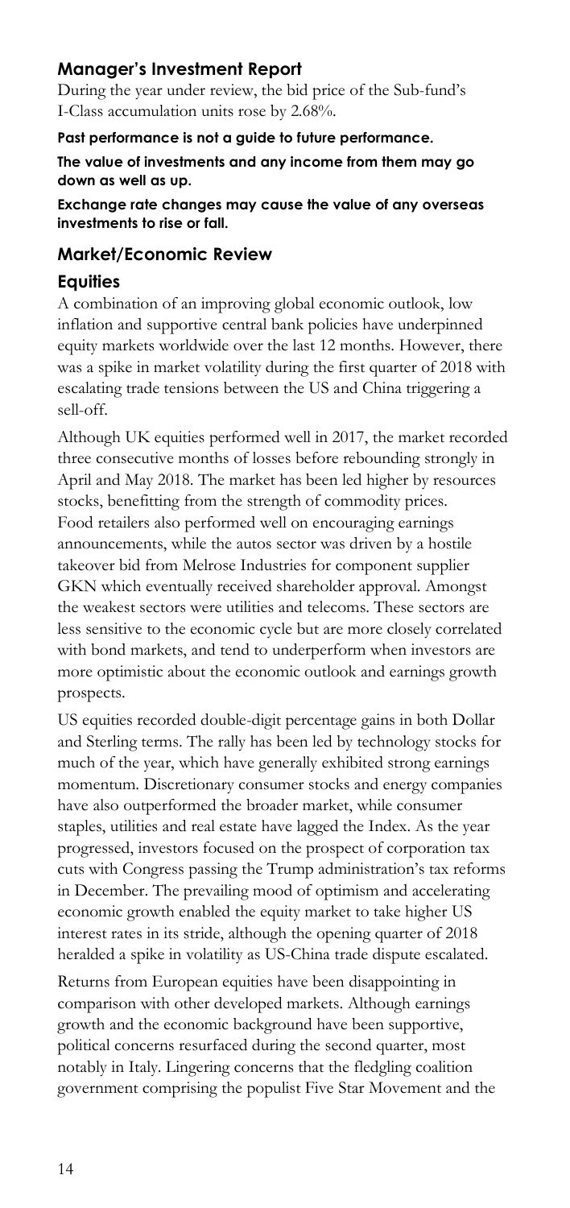## Manager's Investment Report

During the year under review, the bid price of the Sub-fund's I-Class accumulation units rose by 2.68%.

**Past performance is not a guide to future performance.**

**The value of investments and any income from them may go down as well as up.**

**Exchange rate changes may cause the value of any overseas investments to rise or fall.**

## Market/Economic Review

### Equities

A combination of an improving global economic outlook, low inflation and supportive central bank policies have underpinned equity markets worldwide over the last 12 months. However, there was a spike in market volatility during the first quarter of 2018 with escalating trade tensions between the US and China triggering a sell-off.

Although UK equities performed well in 2017, the market recorded three consecutive months of losses before rebounding strongly in April and May 2018. The market has been led higher by resources stocks, benefitting from the strength of commodity prices. Food retailers also performed well on encouraging earnings announcements, while the autos sector was driven by a hostile takeover bid from Melrose Industries for component supplier GKN which eventually received shareholder approval. Amongst the weakest sectors were utilities and telecoms. These sectors are less sensitive to the economic cycle but are more closely correlated with bond markets, and tend to underperform when investors are more optimistic about the economic outlook and earnings growth prospects.

US equities recorded double-digit percentage gains in both Dollar and Sterling terms. The rally has been led by technology stocks for much of the year, which have generally exhibited strong earnings momentum. Discretionary consumer stocks and energy companies have also outperformed the broader market, while consumer staples, utilities and real estate have lagged the Index. As the year progressed, investors focused on the prospect of corporation tax cuts with Congress passing the Trump administration's tax reforms in December. The prevailing mood of optimism and accelerating economic growth enabled the equity market to take higher US interest rates in its stride, although the opening quarter of 2018 heralded a spike in volatility as US-China trade dispute escalated.

Returns from European equities have been disappointing in comparison with other developed markets. Although earnings growth and the economic background have been supportive, political concerns resurfaced during the second quarter, most notably in Italy. Lingering concerns that the fledgling coalition government comprising the populist Five Star Movement and the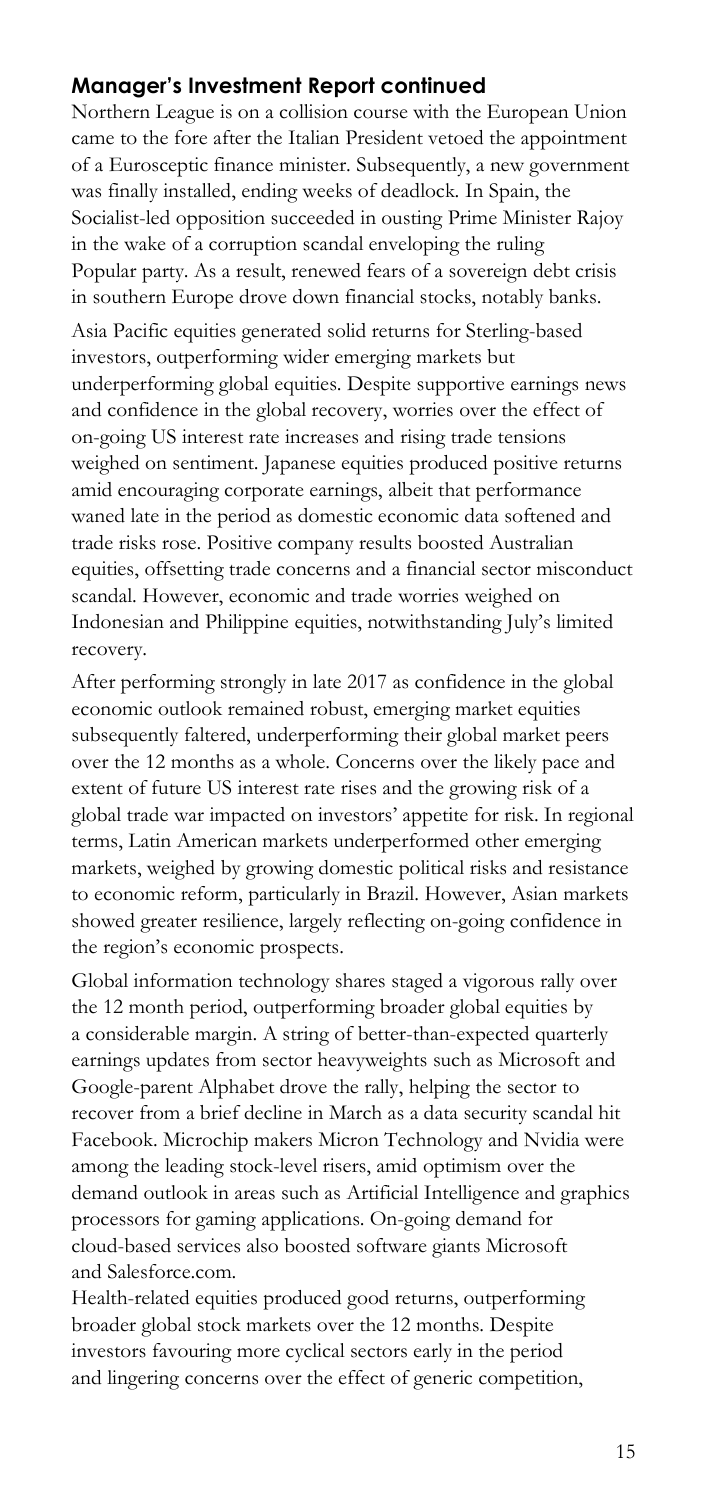## Manager's Investment Report continued

Northern League is on a collision course with the European Union came to the fore after the Italian President vetoed the appointment of a Eurosceptic finance minister. Subsequently, a new government was finally installed, ending weeks of deadlock. In Spain, the Socialist-led opposition succeeded in ousting Prime Minister Rajoy in the wake of a corruption scandal enveloping the ruling Popular party. As a result, renewed fears of a sovereign debt crisis in southern Europe drove down financial stocks, notably banks.

Asia Pacific equities generated solid returns for Sterling-based investors, outperforming wider emerging markets but underperforming global equities. Despite supportive earnings news and confidence in the global recovery, worries over the effect of on-going US interest rate increases and rising trade tensions weighed on sentiment. Japanese equities produced positive returns amid encouraging corporate earnings, albeit that performance waned late in the period as domestic economic data softened and trade risks rose. Positive company results boosted Australian equities, offsetting trade concerns and a financial sector misconduct scandal. However, economic and trade worries weighed on Indonesian and Philippine equities, notwithstanding July's limited recovery.

After performing strongly in late 2017 as confidence in the global economic outlook remained robust, emerging market equities subsequently faltered, underperforming their global market peers over the 12 months as a whole. Concerns over the likely pace and extent of future US interest rate rises and the growing risk of a global trade war impacted on investors' appetite for risk. In regional terms, Latin American markets underperformed other emerging markets, weighed by growing domestic political risks and resistance to economic reform, particularly in Brazil. However, Asian markets showed greater resilience, largely reflecting on-going confidence in the region's economic prospects.

Global information technology shares staged a vigorous rally over the 12 month period, outperforming broader global equities by a considerable margin. A string of better-than-expected quarterly earnings updates from sector heavyweights such as Microsoft and Google-parent Alphabet drove the rally, helping the sector to recover from a brief decline in March as a data security scandal hit Facebook. Microchip makers Micron Technology and Nvidia were among the leading stock-level risers, amid optimism over the demand outlook in areas such as Artificial Intelligence and graphics processors for gaming applications. On-going demand for cloud-based services also boosted software giants Microsoft and Salesforce.com.

Health-related equities produced good returns, outperforming broader global stock markets over the 12 months. Despite investors favouring more cyclical sectors early in the period and lingering concerns over the effect of generic competition,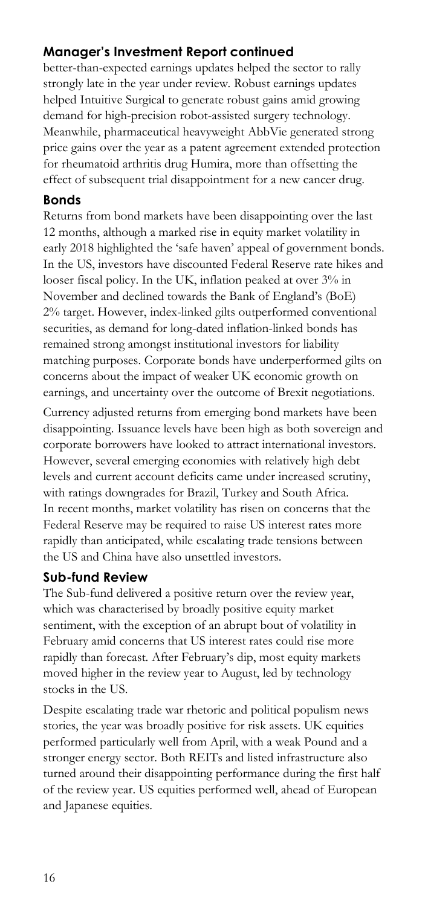## Manager's Investment Report continued

better-than-expected earnings updates helped the sector to rally strongly late in the year under review. Robust earnings updates helped Intuitive Surgical to generate robust gains amid growing demand for high-precision robot-assisted surgery technology. Meanwhile, pharmaceutical heavyweight AbbVie generated strong price gains over the year as a patent agreement extended protection for rheumatoid arthritis drug Humira, more than offsetting the effect of subsequent trial disappointment for a new cancer drug.

### Bonds

Returns from bond markets have been disappointing over the last 12 months, although a marked rise in equity market volatility in early 2018 highlighted the 'safe haven' appeal of government bonds. In the US, investors have discounted Federal Reserve rate hikes and looser fiscal policy. In the UK, inflation peaked at over 3% in November and declined towards the Bank of England's (BoE) 2% target. However, index-linked gilts outperformed conventional securities, as demand for long-dated inflation-linked bonds has remained strong amongst institutional investors for liability matching purposes. Corporate bonds have underperformed gilts on concerns about the impact of weaker UK economic growth on earnings, and uncertainty over the outcome of Brexit negotiations.

Currency adjusted returns from emerging bond markets have been disappointing. Issuance levels have been high as both sovereign and corporate borrowers have looked to attract international investors. However, several emerging economies with relatively high debt levels and current account deficits came under increased scrutiny, with ratings downgrades for Brazil, Turkey and South Africa. In recent months, market volatility has risen on concerns that the Federal Reserve may be required to raise US interest rates more rapidly than anticipated, while escalating trade tensions between the US and China have also unsettled investors.

### Sub-fund Review

The Sub-fund delivered a positive return over the review year, which was characterised by broadly positive equity market sentiment, with the exception of an abrupt bout of volatility in February amid concerns that US interest rates could rise more rapidly than forecast. After February's dip, most equity markets moved higher in the review year to August, led by technology stocks in the US.

Despite escalating trade war rhetoric and political populism news stories, the year was broadly positive for risk assets. UK equities performed particularly well from April, with a weak Pound and a stronger energy sector. Both REITs and listed infrastructure also turned around their disappointing performance during the first half of the review year. US equities performed well, ahead of European and Japanese equities.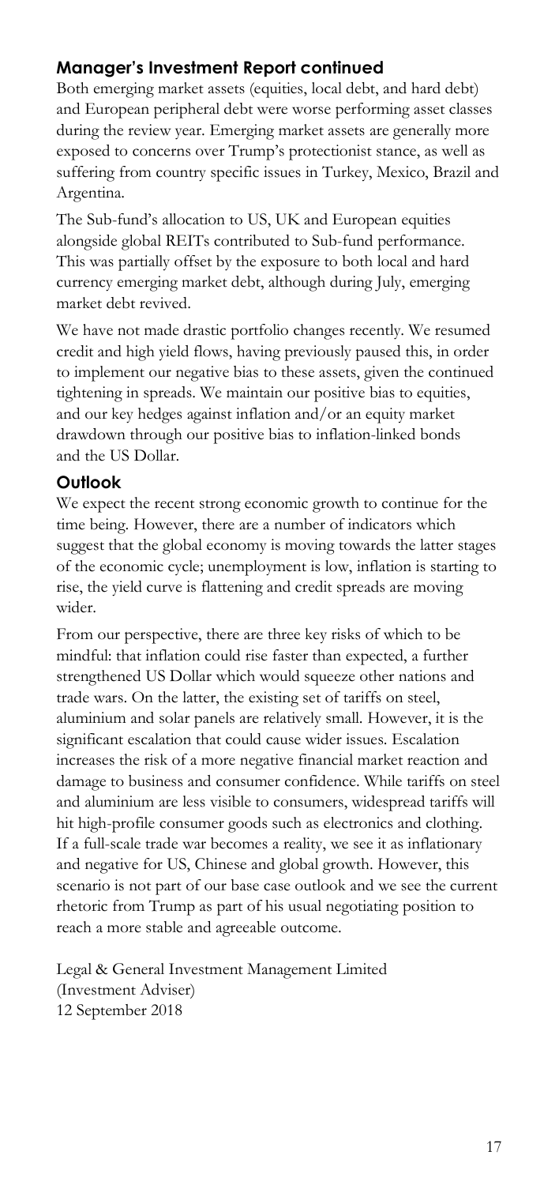## Manager's Investment Report continued

Both emerging market assets (equities, local debt, and hard debt) and European peripheral debt were worse performing asset classes during the review year. Emerging market assets are generally more exposed to concerns over Trump's protectionist stance, as well as suffering from country specific issues in Turkey, Mexico, Brazil and Argentina.

The Sub-fund's allocation to US, UK and European equities alongside global REITs contributed to Sub-fund performance. This was partially offset by the exposure to both local and hard currency emerging market debt, although during July, emerging market debt revived.

We have not made drastic portfolio changes recently. We resumed credit and high yield flows, having previously paused this, in order to implement our negative bias to these assets, given the continued tightening in spreads. We maintain our positive bias to equities, and our key hedges against inflation and/or an equity market drawdown through our positive bias to inflation-linked bonds and the US Dollar.

## Outlook

We expect the recent strong economic growth to continue for the time being. However, there are a number of indicators which suggest that the global economy is moving towards the latter stages of the economic cycle; unemployment is low, inflation is starting to rise, the yield curve is flattening and credit spreads are moving wider.

From our perspective, there are three key risks of which to be mindful: that inflation could rise faster than expected, a further strengthened US Dollar which would squeeze other nations and trade wars. On the latter, the existing set of tariffs on steel, aluminium and solar panels are relatively small. However, it is the significant escalation that could cause wider issues. Escalation increases the risk of a more negative financial market reaction and damage to business and consumer confidence. While tariffs on steel and aluminium are less visible to consumers, widespread tariffs will hit high-profile consumer goods such as electronics and clothing. If a full-scale trade war becomes a reality, we see it as inflationary and negative for US, Chinese and global growth. However, this scenario is not part of our base case outlook and we see the current rhetoric from Trump as part of his usual negotiating position to reach a more stable and agreeable outcome.

Legal & General Investment Management Limited
(Investment Adviser)
12 September 2018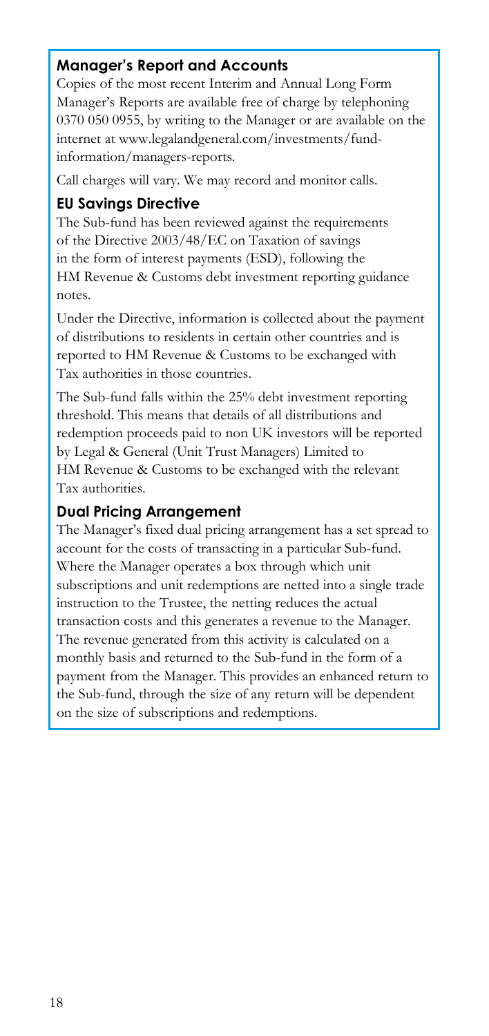## Manager's Report and Accounts

Copies of the most recent Interim and Annual Long Form Manager's Reports are available free of charge by telephoning 0370 050 0955, by writing to the Manager or are available on the internet at www.legalandgeneral.com/investments/fund-information/managers-reports.

Call charges will vary. We may record and monitor calls.

## EU Savings Directive

The Sub-fund has been reviewed against the requirements of the Directive 2003/48/EC on Taxation of savings in the form of interest payments (ESD), following the HM Revenue & Customs debt investment reporting guidance notes.

Under the Directive, information is collected about the payment of distributions to residents in certain other countries and is reported to HM Revenue & Customs to be exchanged with Tax authorities in those countries.

The Sub-fund falls within the 25% debt investment reporting threshold. This means that details of all distributions and redemption proceeds paid to non UK investors will be reported by Legal & General (Unit Trust Managers) Limited to HM Revenue & Customs to be exchanged with the relevant Tax authorities.

## Dual Pricing Arrangement

The Manager's fixed dual pricing arrangement has a set spread to account for the costs of transacting in a particular Sub-fund. Where the Manager operates a box through which unit subscriptions and unit redemptions are netted into a single trade instruction to the Trustee, the netting reduces the actual transaction costs and this generates a revenue to the Manager. The revenue generated from this activity is calculated on a monthly basis and returned to the Sub-fund in the form of a payment from the Manager. This provides an enhanced return to the Sub-fund, through the size of any return will be dependent on the size of subscriptions and redemptions.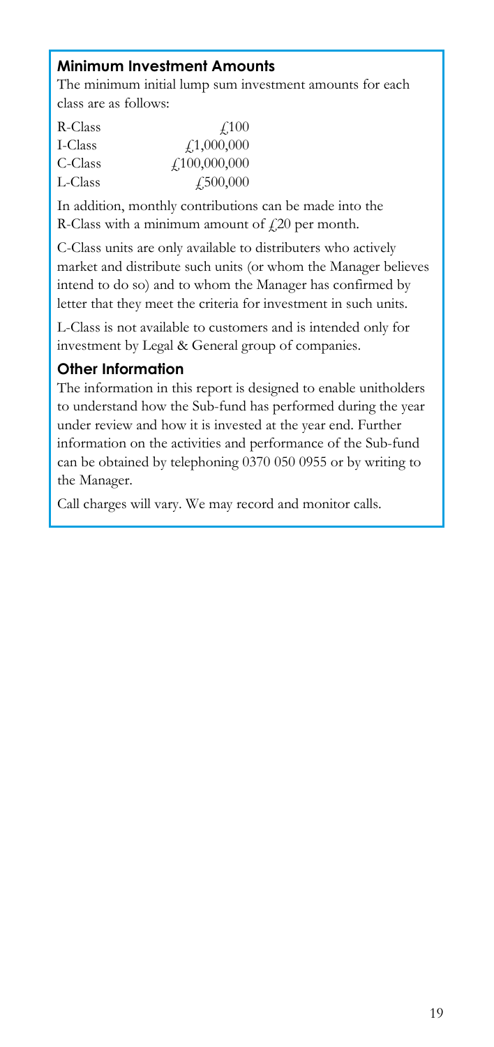## Minimum Investment Amounts

The minimum initial lump sum investment amounts for each class are as follows:

| | |
|---|---|
| R-Class | £100 |
| I-Class | £1,000,000 |
| C-Class | £100,000,000 |
| L-Class | £500,000 |

In addition, monthly contributions can be made into the R-Class with a minimum amount of £20 per month.

C-Class units are only available to distributers who actively market and distribute such units (or whom the Manager believes intend to do so) and to whom the Manager has confirmed by letter that they meet the criteria for investment in such units.

L-Class is not available to customers and is intended only for investment by Legal & General group of companies.

## Other Information

The information in this report is designed to enable unitholders to understand how the Sub-fund has performed during the year under review and how it is invested at the year end. Further information on the activities and performance of the Sub-fund can be obtained by telephoning 0370 050 0955 or by writing to the Manager.

Call charges will vary. We may record and monitor calls.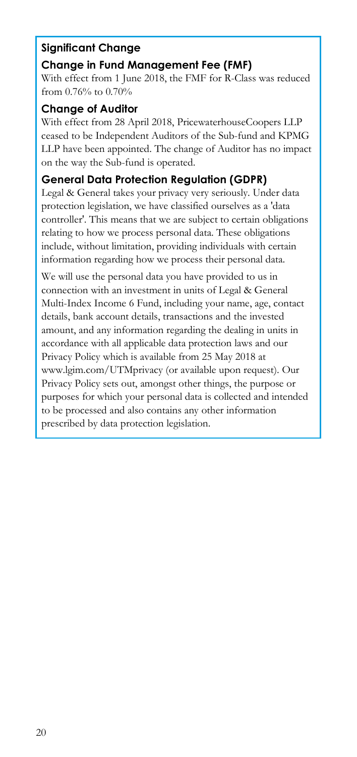## Significant Change

### Change in Fund Management Fee (FMF)

With effect from 1 June 2018, the FMF for R-Class was reduced from 0.76% to 0.70%

### Change of Auditor

With effect from 28 April 2018, PricewaterhouseCoopers LLP ceased to be Independent Auditors of the Sub-fund and KPMG LLP have been appointed. The change of Auditor has no impact on the way the Sub-fund is operated.

### General Data Protection Regulation (GDPR)

Legal & General takes your privacy very seriously. Under data protection legislation, we have classified ourselves as a 'data controller'. This means that we are subject to certain obligations relating to how we process personal data. These obligations include, without limitation, providing individuals with certain information regarding how we process their personal data.

We will use the personal data you have provided to us in connection with an investment in units of Legal & General Multi-Index Income 6 Fund, including your name, age, contact details, bank account details, transactions and the invested amount, and any information regarding the dealing in units in accordance with all applicable data protection laws and our Privacy Policy which is available from 25 May 2018 at www.lgim.com/UTMprivacy (or available upon request). Our Privacy Policy sets out, amongst other things, the purpose or purposes for which your personal data is collected and intended to be processed and also contains any other information prescribed by data protection legislation.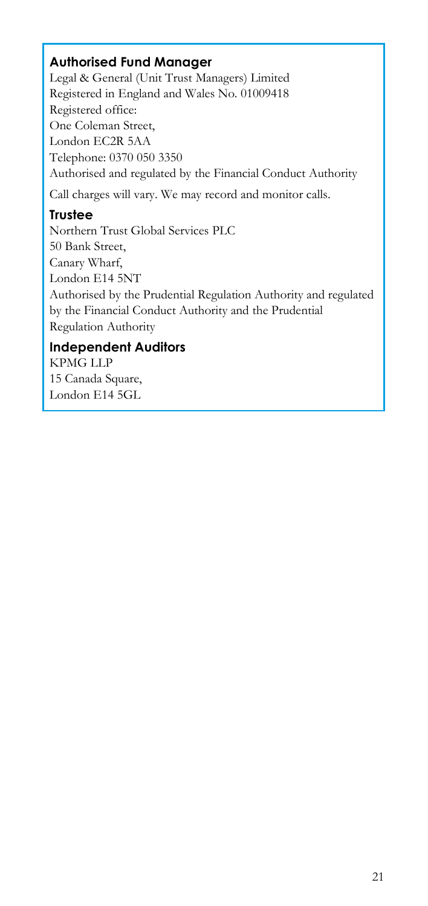### Authorised Fund Manager

Legal & General (Unit Trust Managers) Limited
Registered in England and Wales No. 01009418
Registered office:
One Coleman Street,
London EC2R 5AA
Telephone: 0370 050 3350
Authorised and regulated by the Financial Conduct Authority

Call charges will vary. We may record and monitor calls.

### Trustee

Northern Trust Global Services PLC
50 Bank Street,
Canary Wharf,
London E14 5NT
Authorised by the Prudential Regulation Authority and regulated by the Financial Conduct Authority and the Prudential Regulation Authority

### Independent Auditors

KPMG LLP
15 Canada Square,
London E14 5GL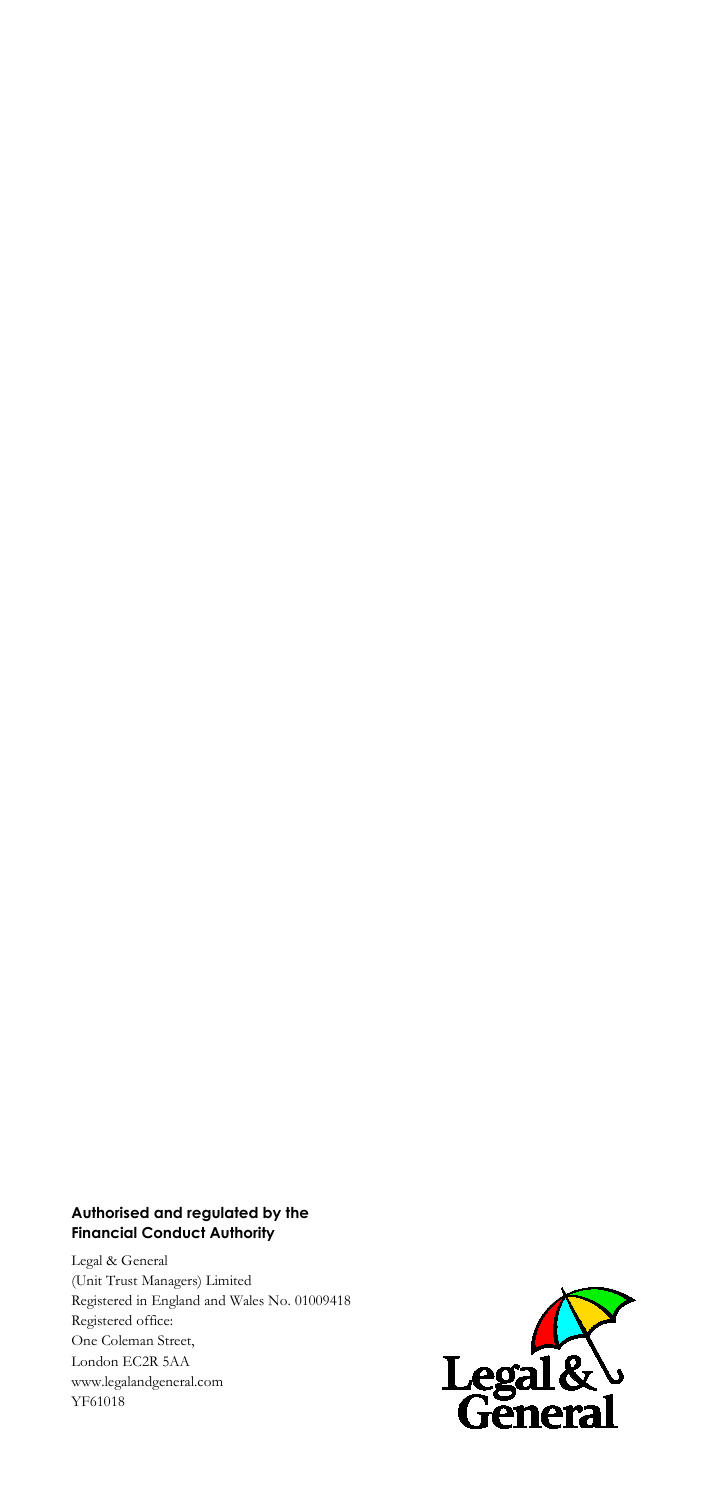**Authorised and regulated by the Financial Conduct Authority**

Legal & General
(Unit Trust Managers) Limited
Registered in England and Wales No. 01009418
Registered office:
One Coleman Street,
London EC2R 5AA
www.legalandgeneral.com
YF61018